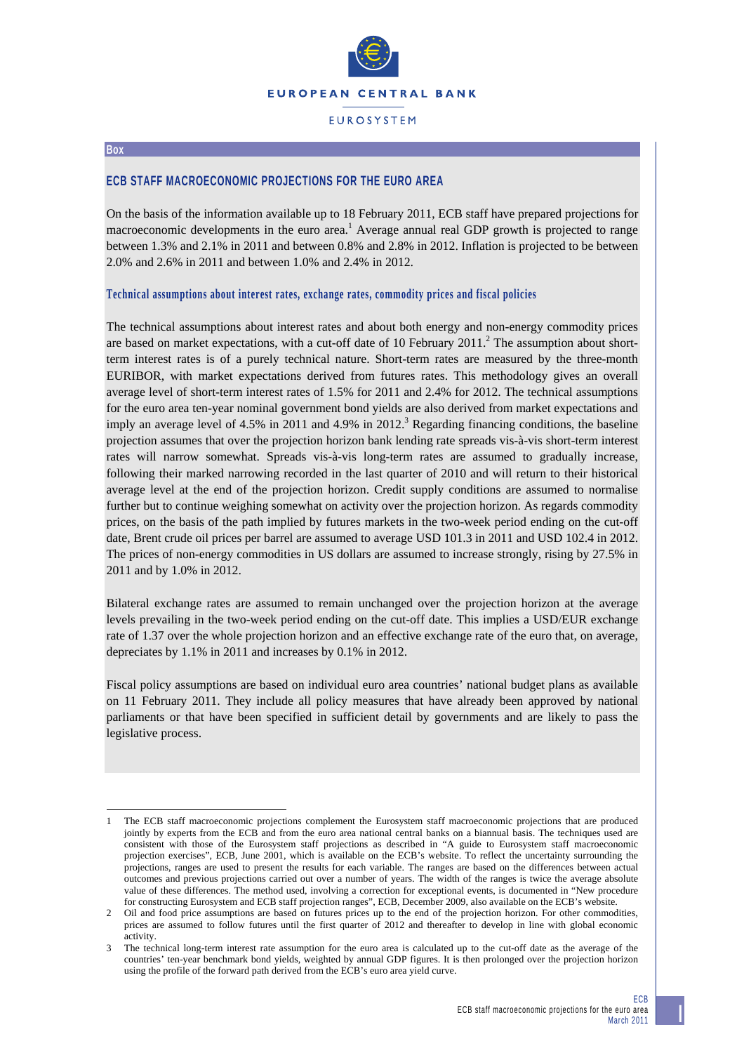Box

## ECB STAFF MACROECONOMIC PROJECTIONS FOR THE EURO AREA

On the basis of the information available up to 18 February 2011, ECB staff have prepared projections for macroeconomic developments in the euro area.[1] Average annual real GDP growth is projected to range between 1.3% and 2.1% in 2011 and between 0.8% and 2.8% in 2012. Inflation is projected to be between 2.0% and 2.6% in 2011 and between 1.0% and 2.4% in 2012.

### Technical assumptions about interest rates, exchange rates, commodity prices and fiscal policies

The technical assumptions about interest rates and about both energy and non-energy commodity prices are based on market expectations, with a cut-off date of 10 February 2011.[2] The assumption about short-term interest rates is of a purely technical nature. Short-term rates are measured by the three-month EURIBOR, with market expectations derived from futures rates. This methodology gives an overall average level of short-term interest rates of 1.5% for 2011 and 2.4% for 2012. The technical assumptions for the euro area ten-year nominal government bond yields are also derived from market expectations and imply an average level of 4.5% in 2011 and 4.9% in 2012.[3] Regarding financing conditions, the baseline projection assumes that over the projection horizon bank lending rate spreads vis-à-vis short-term interest rates will narrow somewhat. Spreads vis-à-vis long-term rates are assumed to gradually increase, following their marked narrowing recorded in the last quarter of 2010 and will return to their historical average level at the end of the projection horizon. Credit supply conditions are assumed to normalise further but to continue weighing somewhat on activity over the projection horizon. As regards commodity prices, on the basis of the path implied by futures markets in the two-week period ending on the cut-off date, Brent crude oil prices per barrel are assumed to average USD 101.3 in 2011 and USD 102.4 in 2012. The prices of non-energy commodities in US dollars are assumed to increase strongly, rising by 27.5% in 2011 and by 1.0% in 2012.

Bilateral exchange rates are assumed to remain unchanged over the projection horizon at the average levels prevailing in the two-week period ending on the cut-off date. This implies a USD/EUR exchange rate of 1.37 over the whole projection horizon and an effective exchange rate of the euro that, on average, depreciates by 1.1% in 2011 and increases by 0.1% in 2012.

Fiscal policy assumptions are based on individual euro area countries' national budget plans as available on 11 February 2011. They include all policy measures that have already been approved by national parliaments or that have been specified in sufficient detail by governments and are likely to pass the legislative process.

---

1 The ECB staff macroeconomic projections complement the Eurosystem staff macroeconomic projections that are produced jointly by experts from the ECB and from the euro area national central banks on a biannual basis. The techniques used are consistent with those of the Eurosystem staff projections as described in "A guide to Eurosystem staff macroeconomic projection exercises", ECB, June 2001, which is available on the ECB's website. To reflect the uncertainty surrounding the projections, ranges are used to present the results for each variable. The ranges are based on the differences between actual outcomes and previous projections carried out over a number of years. The width of the ranges is twice the average absolute value of these differences. The method used, involving a correction for exceptional events, is documented in "New procedure for constructing Eurosystem and ECB staff projection ranges", ECB, December 2009, also available on the ECB's website.

2 Oil and food price assumptions are based on futures prices up to the end of the projection horizon. For other commodities, prices are assumed to follow futures until the first quarter of 2012 and thereafter to develop in line with global economic activity.

3 The technical long-term interest rate assumption for the euro area is calculated up to the cut-off date as the average of the countries' ten-year benchmark bond yields, weighted by annual GDP figures. It is then prolonged over the projection horizon using the profile of the forward path derived from the ECB's euro area yield curve.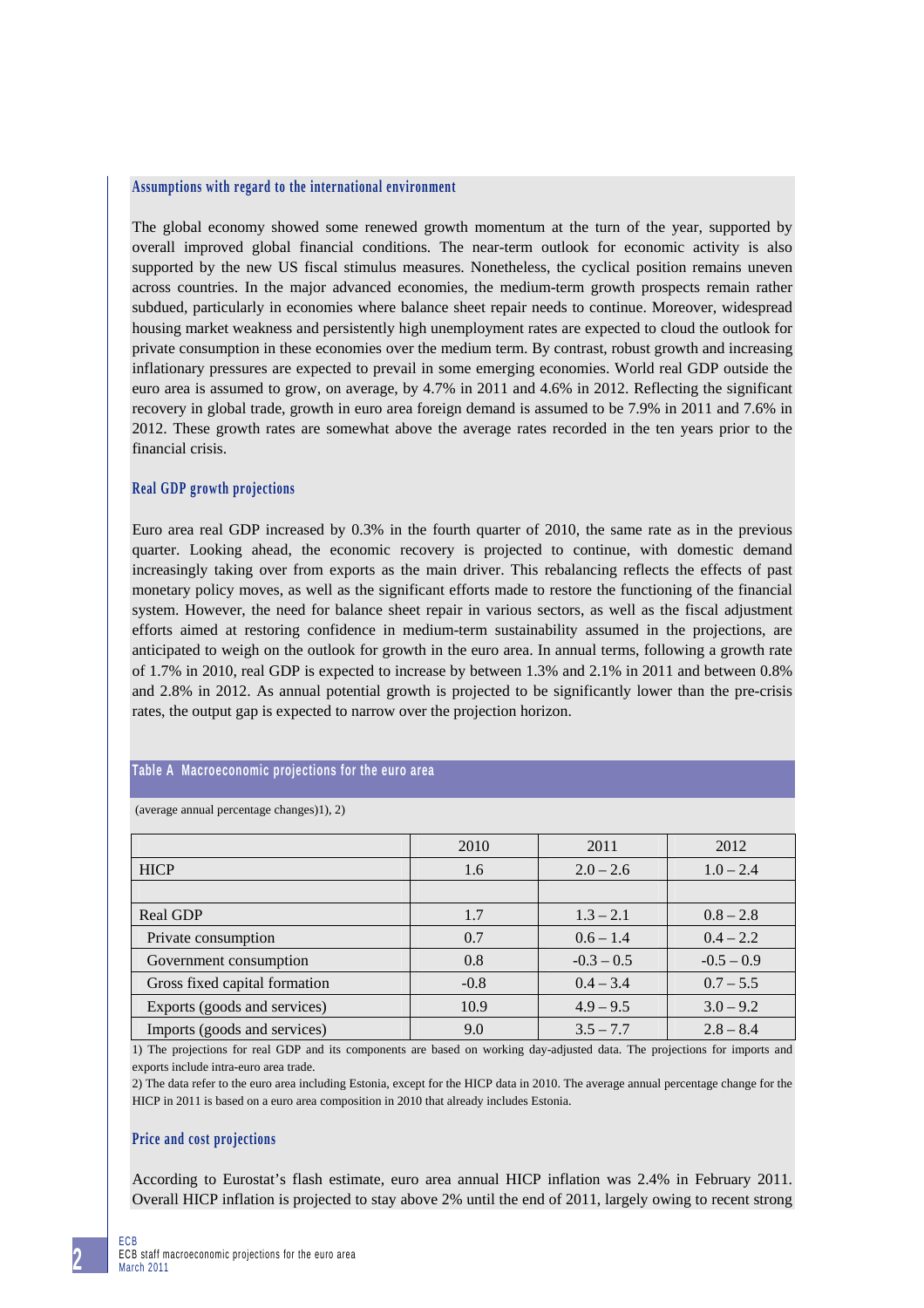### Assumptions with regard to the international environment

The global economy showed some renewed growth momentum at the turn of the year, supported by overall improved global financial conditions. The near-term outlook for economic activity is also supported by the new US fiscal stimulus measures. Nonetheless, the cyclical position remains uneven across countries. In the major advanced economies, the medium-term growth prospects remain rather subdued, particularly in economies where balance sheet repair needs to continue. Moreover, widespread housing market weakness and persistently high unemployment rates are expected to cloud the outlook for private consumption in these economies over the medium term. By contrast, robust growth and increasing inflationary pressures are expected to prevail in some emerging economies. World real GDP outside the euro area is assumed to grow, on average, by 4.7% in 2011 and 4.6% in 2012. Reflecting the significant recovery in global trade, growth in euro area foreign demand is assumed to be 7.9% in 2011 and 7.6% in 2012. These growth rates are somewhat above the average rates recorded in the ten years prior to the financial crisis.

### Real GDP growth projections

Euro area real GDP increased by 0.3% in the fourth quarter of 2010, the same rate as in the previous quarter. Looking ahead, the economic recovery is projected to continue, with domestic demand increasingly taking over from exports as the main driver. This rebalancing reflects the effects of past monetary policy moves, as well as the significant efforts made to restore the functioning of the financial system. However, the need for balance sheet repair in various sectors, as well as the fiscal adjustment efforts aimed at restoring confidence in medium-term sustainability assumed in the projections, are anticipated to weigh on the outlook for growth in the euro area. In annual terms, following a growth rate of 1.7% in 2010, real GDP is expected to increase by between 1.3% and 2.1% in 2011 and between 0.8% and 2.8% in 2012. As annual potential growth is projected to be significantly lower than the pre-crisis rates, the output gap is expected to narrow over the projection horizon.

**Table A Macroeconomic projections for the euro area**

(average annual percentage changes)1), 2)

| | 2010 | 2011 | 2012 |
|---|---|---|---|
| HICP | 1.6 | 2.0 – 2.6 | 1.0 – 2.4 |
| | | | |
| Real GDP | 1.7 | 1.3 – 2.1 | 0.8 – 2.8 |
| Private consumption | 0.7 | 0.6 – 1.4 | 0.4 – 2.2 |
| Government consumption | 0.8 | -0.3 – 0.5 | -0.5 – 0.9 |
| Gross fixed capital formation | -0.8 | 0.4 – 3.4 | 0.7 – 5.5 |
| Exports (goods and services) | 10.9 | 4.9 – 9.5 | 3.0 – 9.2 |
| Imports (goods and services) | 9.0 | 3.5 – 7.7 | 2.8 – 8.4 |

1) The projections for real GDP and its components are based on working day-adjusted data. The projections for imports and exports include intra-euro area trade.

2) The data refer to the euro area including Estonia, except for the HICP data in 2010. The average annual percentage change for the HICP in 2011 is based on a euro area composition in 2010 that already includes Estonia.

### Price and cost projections

According to Eurostat's flash estimate, euro area annual HICP inflation was 2.4% in February 2011. Overall HICP inflation is projected to stay above 2% until the end of 2011, largely owing to recent strong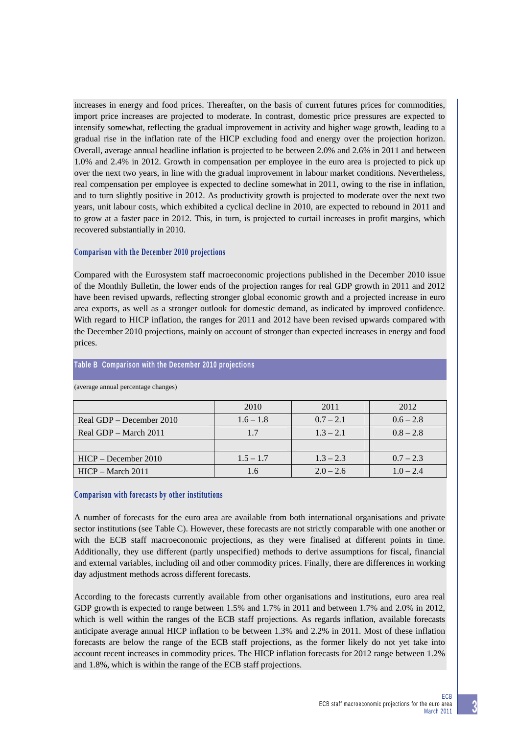increases in energy and food prices. Thereafter, on the basis of current futures prices for commodities, import price increases are projected to moderate. In contrast, domestic price pressures are expected to intensify somewhat, reflecting the gradual improvement in activity and higher wage growth, leading to a gradual rise in the inflation rate of the HICP excluding food and energy over the projection horizon. Overall, average annual headline inflation is projected to be between 2.0% and 2.6% in 2011 and between 1.0% and 2.4% in 2012. Growth in compensation per employee in the euro area is projected to pick up over the next two years, in line with the gradual improvement in labour market conditions. Nevertheless, real compensation per employee is expected to decline somewhat in 2011, owing to the rise in inflation, and to turn slightly positive in 2012. As productivity growth is projected to moderate over the next two years, unit labour costs, which exhibited a cyclical decline in 2010, are expected to rebound in 2011 and to grow at a faster pace in 2012. This, in turn, is projected to curtail increases in profit margins, which recovered substantially in 2010.

### Comparison with the December 2010 projections

Compared with the Eurosystem staff macroeconomic projections published in the December 2010 issue of the Monthly Bulletin, the lower ends of the projection ranges for real GDP growth in 2011 and 2012 have been revised upwards, reflecting stronger global economic growth and a projected increase in euro area exports, as well as a stronger outlook for domestic demand, as indicated by improved confidence. With regard to HICP inflation, the ranges for 2011 and 2012 have been revised upwards compared with the December 2010 projections, mainly on account of stronger than expected increases in energy and food prices.

**Table B Comparison with the December 2010 projections**

(average annual percentage changes)

| | 2010 | 2011 | 2012 |
|---|---|---|---|
| Real GDP – December 2010 | 1.6 – 1.8 | 0.7 – 2.1 | 0.6 – 2.8 |
| Real GDP – March 2011 | 1.7 | 1.3 – 2.1 | 0.8 – 2.8 |
| | | | |
| HICP – December 2010 | 1.5 – 1.7 | 1.3 – 2.3 | 0.7 – 2.3 |
| HICP – March 2011 | 1.6 | 2.0 – 2.6 | 1.0 – 2.4 |

### Comparison with forecasts by other institutions

A number of forecasts for the euro area are available from both international organisations and private sector institutions (see Table C). However, these forecasts are not strictly comparable with one another or with the ECB staff macroeconomic projections, as they were finalised at different points in time. Additionally, they use different (partly unspecified) methods to derive assumptions for fiscal, financial and external variables, including oil and other commodity prices. Finally, there are differences in working day adjustment methods across different forecasts.

According to the forecasts currently available from other organisations and institutions, euro area real GDP growth is expected to range between 1.5% and 1.7% in 2011 and between 1.7% and 2.0% in 2012, which is well within the ranges of the ECB staff projections. As regards inflation, available forecasts anticipate average annual HICP inflation to be between 1.3% and 2.2% in 2011. Most of these inflation forecasts are below the range of the ECB staff projections, as the former likely do not yet take into account recent increases in commodity prices. The HICP inflation forecasts for 2012 range between 1.2% and 1.8%, which is within the range of the ECB staff projections.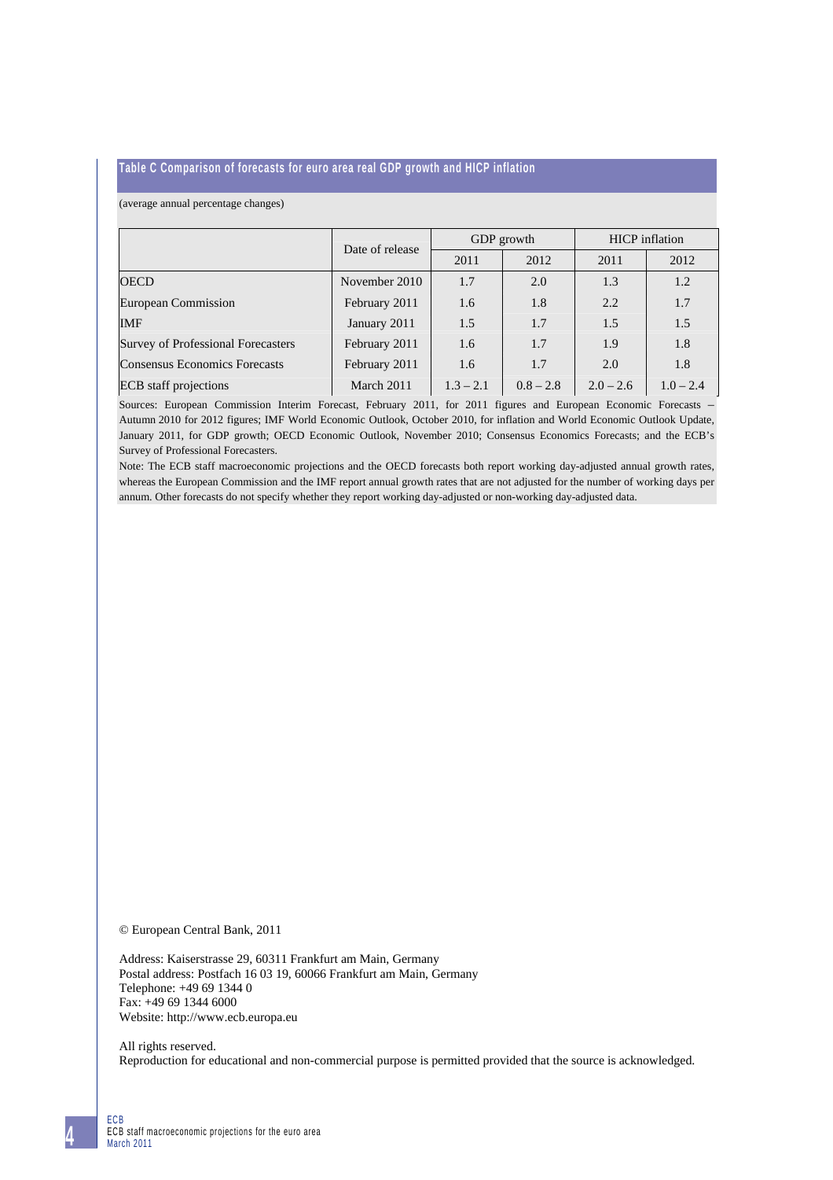### Table C Comparison of forecasts for euro area real GDP growth and HICP inflation

(average annual percentage changes)

| | Date of release | GDP growth | | HICP inflation | |
|---|---|---|---|---|---|
| | | 2011 | 2012 | 2011 | 2012 |
| OECD | November 2010 | 1.7 | 2.0 | 1.3 | 1.2 |
| European Commission | February 2011 | 1.6 | 1.8 | 2.2 | 1.7 |
| IMF | January 2011 | 1.5 | 1.7 | 1.5 | 1.5 |
| Survey of Professional Forecasters | February 2011 | 1.6 | 1.7 | 1.9 | 1.8 |
| Consensus Economics Forecasts | February 2011 | 1.6 | 1.7 | 2.0 | 1.8 |
| ECB staff projections | March 2011 | 1.3 – 2.1 | 0.8 – 2.8 | 2.0 – 2.6 | 1.0 – 2.4 |

Sources: European Commission Interim Forecast, February 2011, for 2011 figures and European Economic Forecasts – Autumn 2010 for 2012 figures; IMF World Economic Outlook, October 2010, for inflation and World Economic Outlook Update, January 2011, for GDP growth; OECD Economic Outlook, November 2010; Consensus Economics Forecasts; and the ECB's Survey of Professional Forecasters.

Note: The ECB staff macroeconomic projections and the OECD forecasts both report working day-adjusted annual growth rates, whereas the European Commission and the IMF report annual growth rates that are not adjusted for the number of working days per annum. Other forecasts do not specify whether they report working day-adjusted or non-working day-adjusted data.

© European Central Bank, 2011

Address: Kaiserstrasse 29, 60311 Frankfurt am Main, Germany
Postal address: Postfach 16 03 19, 60066 Frankfurt am Main, Germany
Telephone: +49 69 1344 0
Fax: +49 69 1344 6000
Website: http://www.ecb.europa.eu

All rights reserved.
Reproduction for educational and non-commercial purpose is permitted provided that the source is acknowledged.